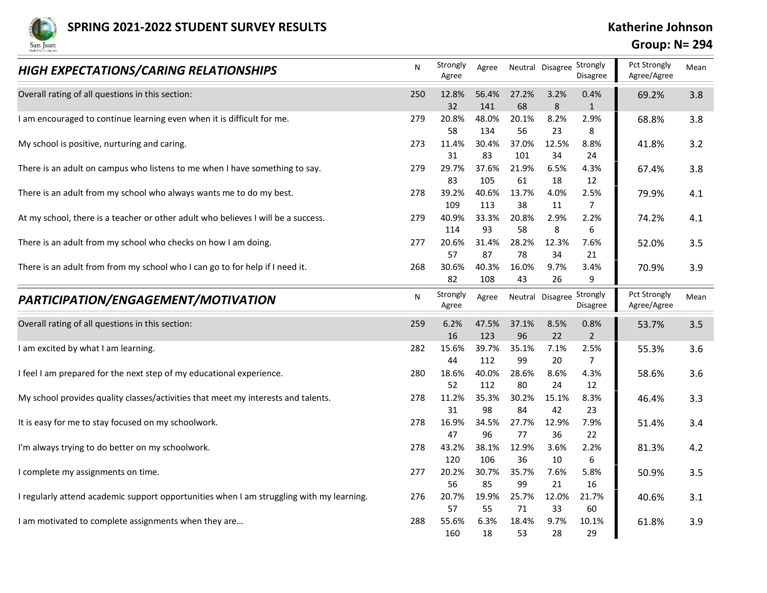# SPRING 2021-2022 STUDENT SURVEY RESULTS

**Katherine Johnson**

**Group: N= 294**

| *HIGH EXPECTATIONS/CARING RELATIONSHIPS* | N | Strongly Agree | Agree | Neutral | Disagree | Strongly Disagree | Pct Strongly Agree/Agree | Mean |
|---|---|---|---|---|---|---|---|---|
| Overall rating of all questions in this section: | 250 | 12.8% 32 | 56.4% 141 | 27.2% 68 | 3.2% 8 | 0.4% 1 | 69.2% | 3.8 |
| I am encouraged to continue learning even when it is difficult for me. | 279 | 20.8% 58 | 48.0% 134 | 20.1% 56 | 8.2% 23 | 2.9% 8 | 68.8% | 3.8 |
| My school is positive, nurturing and caring. | 273 | 11.4% 31 | 30.4% 83 | 37.0% 101 | 12.5% 34 | 8.8% 24 | 41.8% | 3.2 |
| There is an adult on campus who listens to me when I have something to say. | 279 | 29.7% 83 | 37.6% 105 | 21.9% 61 | 6.5% 18 | 4.3% 12 | 67.4% | 3.8 |
| There is an adult from my school who always wants me to do my best. | 278 | 39.2% 109 | 40.6% 113 | 13.7% 38 | 4.0% 11 | 2.5% 7 | 79.9% | 4.1 |
| At my school, there is a teacher or other adult who believes I will be a success. | 279 | 40.9% 114 | 33.3% 93 | 20.8% 58 | 2.9% 8 | 2.2% 6 | 74.2% | 4.1 |
| There is an adult from my school who checks on how I am doing. | 277 | 20.6% 57 | 31.4% 87 | 28.2% 78 | 12.3% 34 | 7.6% 21 | 52.0% | 3.5 |
| There is an adult from from my school who I can go to for help if I need it. | 268 | 30.6% 82 | 40.3% 108 | 16.0% 43 | 9.7% 26 | 3.4% 9 | 70.9% | 3.9 |

| *PARTICIPATION/ENGAGEMENT/MOTIVATION* | N | Strongly Agree | Agree | Neutral | Disagree | Strongly Disagree | Pct Strongly Agree/Agree | Mean |
|---|---|---|---|---|---|---|---|---|
| Overall rating of all questions in this section: | 259 | 6.2% 16 | 47.5% 123 | 37.1% 96 | 8.5% 22 | 0.8% 2 | 53.7% | 3.5 |
| I am excited by what I am learning. | 282 | 15.6% 44 | 39.7% 112 | 35.1% 99 | 7.1% 20 | 2.5% 7 | 55.3% | 3.6 |
| I feel I am prepared for the next step of my educational experience. | 280 | 18.6% 52 | 40.0% 112 | 28.6% 80 | 8.6% 24 | 4.3% 12 | 58.6% | 3.6 |
| My school provides quality classes/activities that meet my interests and talents. | 278 | 11.2% 31 | 35.3% 98 | 30.2% 84 | 15.1% 42 | 8.3% 23 | 46.4% | 3.3 |
| It is easy for me to stay focused on my schoolwork. | 278 | 16.9% 47 | 34.5% 96 | 27.7% 77 | 12.9% 36 | 7.9% 22 | 51.4% | 3.4 |
| I'm always trying to do better on my schoolwork. | 278 | 43.2% 120 | 38.1% 106 | 12.9% 36 | 3.6% 10 | 2.2% 6 | 81.3% | 4.2 |
| I complete my assignments on time. | 277 | 20.2% 56 | 30.7% 85 | 35.7% 99 | 7.6% 21 | 5.8% 16 | 50.9% | 3.5 |
| I regularly attend academic support opportunities when I am struggling with my learning. | 276 | 20.7% 57 | 19.9% 55 | 25.7% 71 | 12.0% 33 | 21.7% 60 | 40.6% | 3.1 |
| I am motivated to complete assignments when they are… | 288 | 55.6% 160 | 6.3% 18 | 18.4% 53 | 9.7% 28 | 10.1% 29 | 61.8% | 3.9 |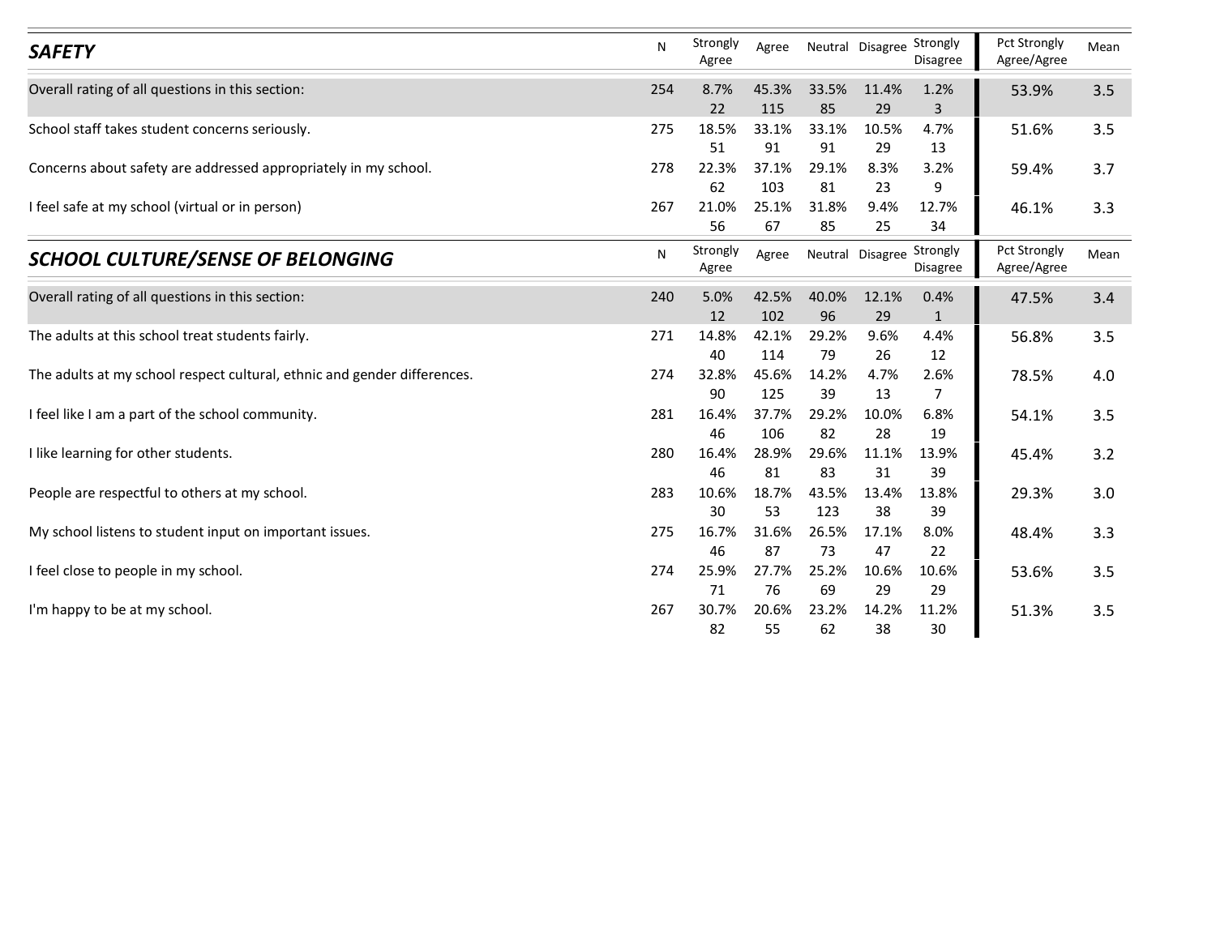## SAFETY

| SAFETY | N | Strongly Agree | Agree | Neutral | Disagree | Strongly Disagree | Pct Strongly Agree/Agree | Mean |
|---|---|---|---|---|---|---|---|---|
| Overall rating of all questions in this section: | 254 | 8.7% 22 | 45.3% 115 | 33.5% 85 | 11.4% 29 | 1.2% 3 | 53.9% | 3.5 |
| School staff takes student concerns seriously. | 275 | 18.5% 51 | 33.1% 91 | 33.1% 91 | 10.5% 29 | 4.7% 13 | 51.6% | 3.5 |
| Concerns about safety are addressed appropriately in my school. | 278 | 22.3% 62 | 37.1% 103 | 29.1% 81 | 8.3% 23 | 3.2% 9 | 59.4% | 3.7 |
| I feel safe at my school (virtual or in person) | 267 | 21.0% 56 | 25.1% 67 | 31.8% 85 | 9.4% 25 | 12.7% 34 | 46.1% | 3.3 |

## SCHOOL CULTURE/SENSE OF BELONGING

| SCHOOL CULTURE/SENSE OF BELONGING | N | Strongly Agree | Agree | Neutral | Disagree | Strongly Disagree | Pct Strongly Agree/Agree | Mean |
|---|---|---|---|---|---|---|---|---|
| Overall rating of all questions in this section: | 240 | 5.0% 12 | 42.5% 102 | 40.0% 96 | 12.1% 29 | 0.4% 1 | 47.5% | 3.4 |
| The adults at this school treat students fairly. | 271 | 14.8% 40 | 42.1% 114 | 29.2% 79 | 9.6% 26 | 4.4% 12 | 56.8% | 3.5 |
| The adults at my school respect cultural, ethnic and gender differences. | 274 | 32.8% 90 | 45.6% 125 | 14.2% 39 | 4.7% 13 | 2.6% 7 | 78.5% | 4.0 |
| I feel like I am a part of the school community. | 281 | 16.4% 46 | 37.7% 106 | 29.2% 82 | 10.0% 28 | 6.8% 19 | 54.1% | 3.5 |
| I like learning for other students. | 280 | 16.4% 46 | 28.9% 81 | 29.6% 83 | 11.1% 31 | 13.9% 39 | 45.4% | 3.2 |
| People are respectful to others at my school. | 283 | 10.6% 30 | 18.7% 53 | 43.5% 123 | 13.4% 38 | 13.8% 39 | 29.3% | 3.0 |
| My school listens to student input on important issues. | 275 | 16.7% 46 | 31.6% 87 | 26.5% 73 | 17.1% 47 | 8.0% 22 | 48.4% | 3.3 |
| I feel close to people in my school. | 274 | 25.9% 71 | 27.7% 76 | 25.2% 69 | 10.6% 29 | 10.6% 29 | 53.6% | 3.5 |
| I'm happy to be at my school. | 267 | 30.7% 82 | 20.6% 55 | 23.2% 62 | 14.2% 38 | 11.2% 30 | 51.3% | 3.5 |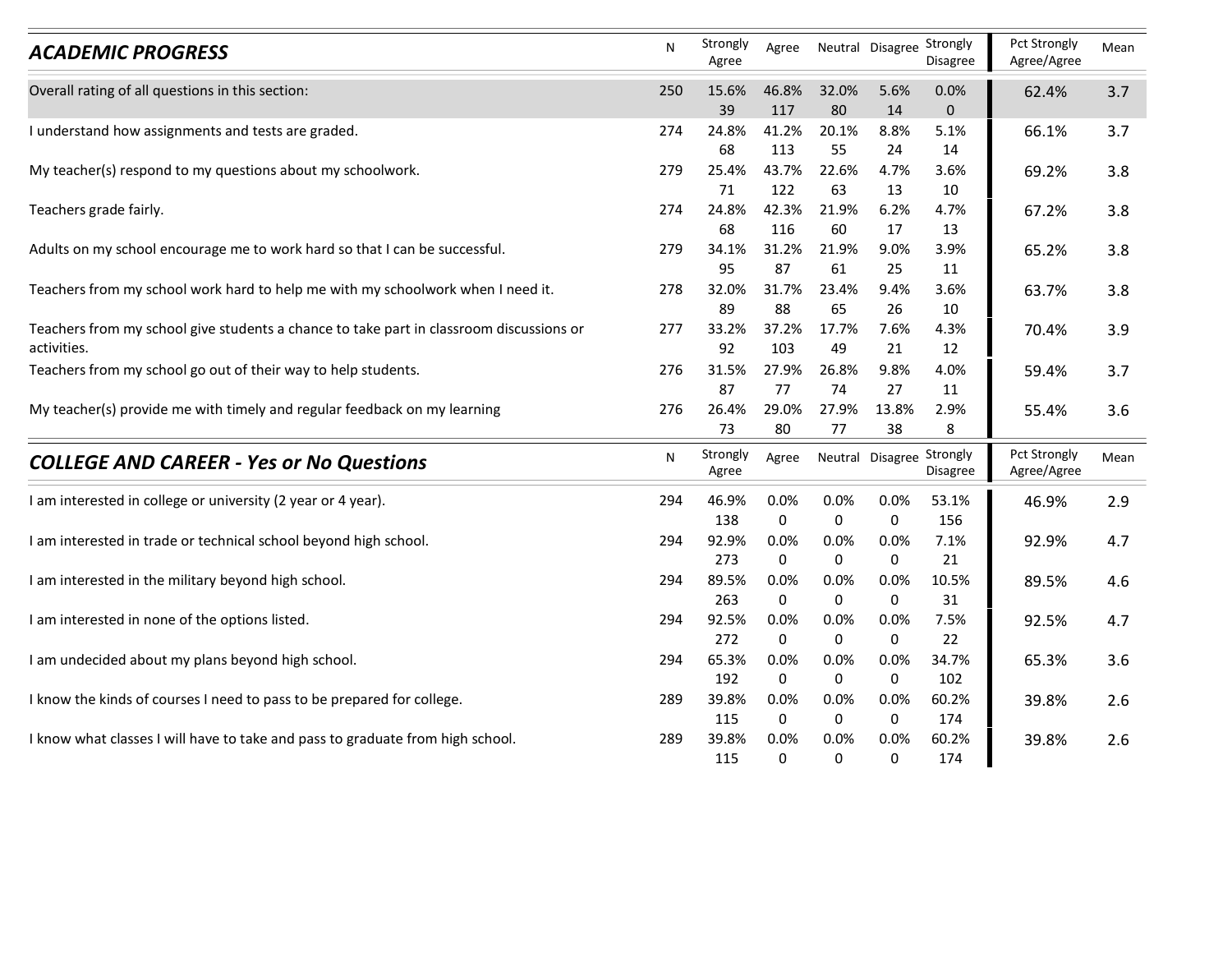| ***ACADEMIC PROGRESS*** | N | Strongly Agree | Agree | Neutral | Disagree | Strongly Disagree | Pct Strongly Agree/Agree | Mean |
|---|---|---|---|---|---|---|---|---|
| Overall rating of all questions in this section: | 250 | 15.6%<br>39 | 46.8%<br>117 | 32.0%<br>80 | 5.6%<br>14 | 0.0%<br>0 | 62.4% | 3.7 |
| I understand how assignments and tests are graded. | 274 | 24.8%<br>68 | 41.2%<br>113 | 20.1%<br>55 | 8.8%<br>24 | 5.1%<br>14 | 66.1% | 3.7 |
| My teacher(s) respond to my questions about my schoolwork. | 279 | 25.4%<br>71 | 43.7%<br>122 | 22.6%<br>63 | 4.7%<br>13 | 3.6%<br>10 | 69.2% | 3.8 |
| Teachers grade fairly. | 274 | 24.8%<br>68 | 42.3%<br>116 | 21.9%<br>60 | 6.2%<br>17 | 4.7%<br>13 | 67.2% | 3.8 |
| Adults on my school encourage me to work hard so that I can be successful. | 279 | 34.1%<br>95 | 31.2%<br>87 | 21.9%<br>61 | 9.0%<br>25 | 3.9%<br>11 | 65.2% | 3.8 |
| Teachers from my school work hard to help me with my schoolwork when I need it. | 278 | 32.0%<br>89 | 31.7%<br>88 | 23.4%<br>65 | 9.4%<br>26 | 3.6%<br>10 | 63.7% | 3.8 |
| Teachers from my school give students a chance to take part in classroom discussions or activities. | 277 | 33.2%<br>92 | 37.2%<br>103 | 17.7%<br>49 | 7.6%<br>21 | 4.3%<br>12 | 70.4% | 3.9 |
| Teachers from my school go out of their way to help students. | 276 | 31.5%<br>87 | 27.9%<br>77 | 26.8%<br>74 | 9.8%<br>27 | 4.0%<br>11 | 59.4% | 3.7 |
| My teacher(s) provide me with timely and regular feedback on my learning | 276 | 26.4%<br>73 | 29.0%<br>80 | 27.9%<br>77 | 13.8%<br>38 | 2.9%<br>8 | 55.4% | 3.6 |

| ***COLLEGE AND CAREER - Yes or No Questions*** | N | Strongly Agree | Agree | Neutral | Disagree | Strongly Disagree | Pct Strongly Agree/Agree | Mean |
|---|---|---|---|---|---|---|---|---|
| I am interested in college or university (2 year or 4 year). | 294 | 46.9%<br>138 | 0.0%<br>0 | 0.0%<br>0 | 0.0%<br>0 | 53.1%<br>156 | 46.9% | 2.9 |
| I am interested in trade or technical school beyond high school. | 294 | 92.9%<br>273 | 0.0%<br>0 | 0.0%<br>0 | 0.0%<br>0 | 7.1%<br>21 | 92.9% | 4.7 |
| I am interested in the military beyond high school. | 294 | 89.5%<br>263 | 0.0%<br>0 | 0.0%<br>0 | 0.0%<br>0 | 10.5%<br>31 | 89.5% | 4.6 |
| I am interested in none of the options listed. | 294 | 92.5%<br>272 | 0.0%<br>0 | 0.0%<br>0 | 0.0%<br>0 | 7.5%<br>22 | 92.5% | 4.7 |
| I am undecided about my plans beyond high school. | 294 | 65.3%<br>192 | 0.0%<br>0 | 0.0%<br>0 | 0.0%<br>0 | 34.7%<br>102 | 65.3% | 3.6 |
| I know the kinds of courses I need to pass to be prepared for college. | 289 | 39.8%<br>115 | 0.0%<br>0 | 0.0%<br>0 | 0.0%<br>0 | 60.2%<br>174 | 39.8% | 2.6 |
| I know what classes I will have to take and pass to graduate from high school. | 289 | 39.8%<br>115 | 0.0%<br>0 | 0.0%<br>0 | 0.0%<br>0 | 60.2%<br>174 | 39.8% | 2.6 |